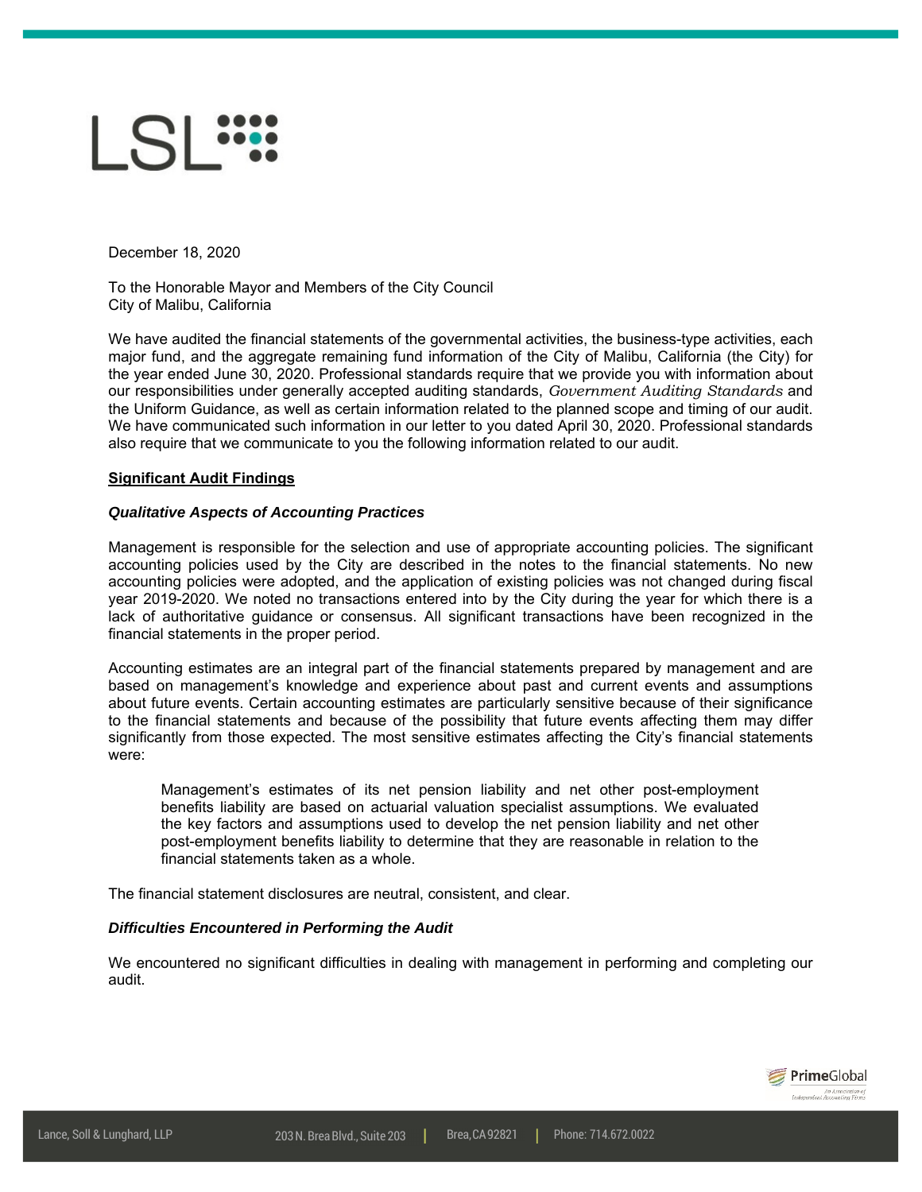December 18, 2020

To the Honorable Mayor and Members of the City Council
City of Malibu, California

We have audited the financial statements of the governmental activities, the business-type activities, each major fund, and the aggregate remaining fund information of the City of Malibu, California (the City) for the year ended June 30, 2020. Professional standards require that we provide you with information about our responsibilities under generally accepted auditing standards, *Government Auditing Standards* and the Uniform Guidance, as well as certain information related to the planned scope and timing of our audit. We have communicated such information in our letter to you dated April 30, 2020. Professional standards also require that we communicate to you the following information related to our audit.

## Significant Audit Findings

### *Qualitative Aspects of Accounting Practices*

Management is responsible for the selection and use of appropriate accounting policies. The significant accounting policies used by the City are described in the notes to the financial statements. No new accounting policies were adopted, and the application of existing policies was not changed during fiscal year 2019-2020. We noted no transactions entered into by the City during the year for which there is a lack of authoritative guidance or consensus. All significant transactions have been recognized in the financial statements in the proper period.

Accounting estimates are an integral part of the financial statements prepared by management and are based on management's knowledge and experience about past and current events and assumptions about future events. Certain accounting estimates are particularly sensitive because of their significance to the financial statements and because of the possibility that future events affecting them may differ significantly from those expected. The most sensitive estimates affecting the City's financial statements were:

> Management's estimates of its net pension liability and net other post-employment benefits liability are based on actuarial valuation specialist assumptions. We evaluated the key factors and assumptions used to develop the net pension liability and net other post-employment benefits liability to determine that they are reasonable in relation to the financial statements taken as a whole.

The financial statement disclosures are neutral, consistent, and clear.

### *Difficulties Encountered in Performing the Audit*

We encountered no significant difficulties in dealing with management in performing and completing our audit.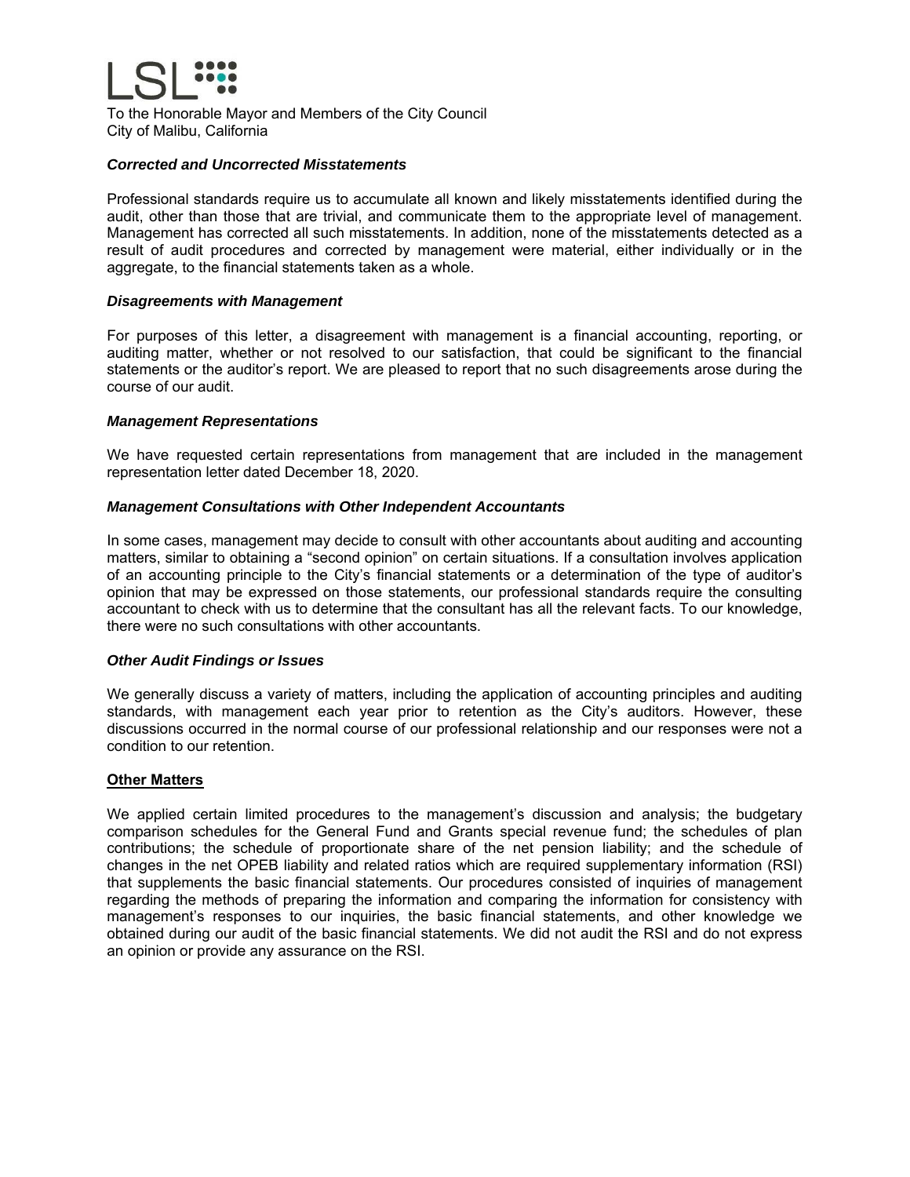To the Honorable Mayor and Members of the City Council
City of Malibu, California

***Corrected and Uncorrected Misstatements***

Professional standards require us to accumulate all known and likely misstatements identified during the audit, other than those that are trivial, and communicate them to the appropriate level of management. Management has corrected all such misstatements. In addition, none of the misstatements detected as a result of audit procedures and corrected by management were material, either individually or in the aggregate, to the financial statements taken as a whole.

***Disagreements with Management***

For purposes of this letter, a disagreement with management is a financial accounting, reporting, or auditing matter, whether or not resolved to our satisfaction, that could be significant to the financial statements or the auditor's report. We are pleased to report that no such disagreements arose during the course of our audit.

***Management Representations***

We have requested certain representations from management that are included in the management representation letter dated December 18, 2020.

***Management Consultations with Other Independent Accountants***

In some cases, management may decide to consult with other accountants about auditing and accounting matters, similar to obtaining a "second opinion" on certain situations. If a consultation involves application of an accounting principle to the City's financial statements or a determination of the type of auditor's opinion that may be expressed on those statements, our professional standards require the consulting accountant to check with us to determine that the consultant has all the relevant facts. To our knowledge, there were no such consultations with other accountants.

***Other Audit Findings or Issues***

We generally discuss a variety of matters, including the application of accounting principles and auditing standards, with management each year prior to retention as the City's auditors. However, these discussions occurred in the normal course of our professional relationship and our responses were not a condition to our retention.

**Other Matters**

We applied certain limited procedures to the management's discussion and analysis; the budgetary comparison schedules for the General Fund and Grants special revenue fund; the schedules of plan contributions; the schedule of proportionate share of the net pension liability; and the schedule of changes in the net OPEB liability and related ratios which are required supplementary information (RSI) that supplements the basic financial statements. Our procedures consisted of inquiries of management regarding the methods of preparing the information and comparing the information for consistency with management's responses to our inquiries, the basic financial statements, and other knowledge we obtained during our audit of the basic financial statements. We did not audit the RSI and do not express an opinion or provide any assurance on the RSI.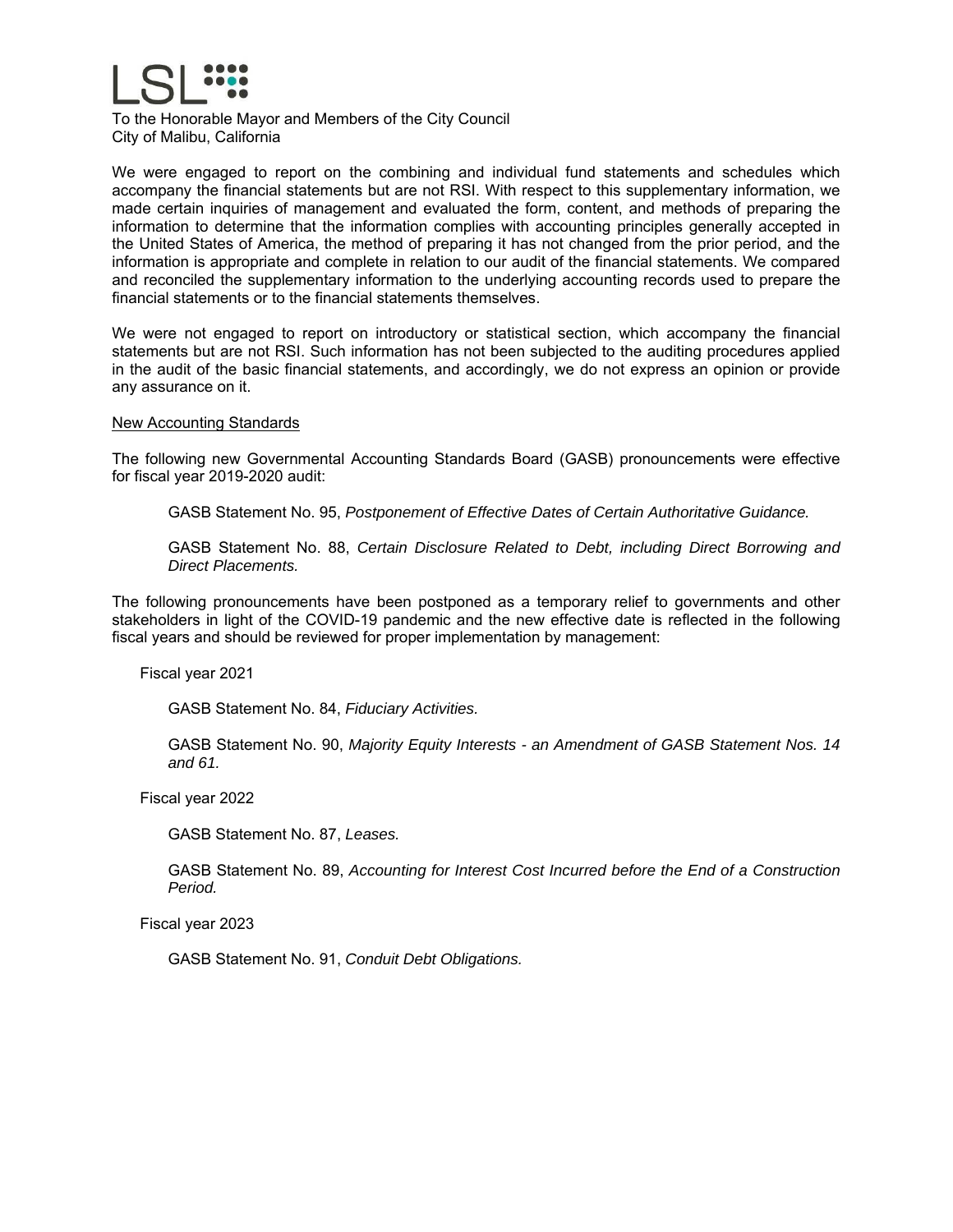To the Honorable Mayor and Members of the City Council
City of Malibu, California

We were engaged to report on the combining and individual fund statements and schedules which accompany the financial statements but are not RSI. With respect to this supplementary information, we made certain inquiries of management and evaluated the form, content, and methods of preparing the information to determine that the information complies with accounting principles generally accepted in the United States of America, the method of preparing it has not changed from the prior period, and the information is appropriate and complete in relation to our audit of the financial statements. We compared and reconciled the supplementary information to the underlying accounting records used to prepare the financial statements or to the financial statements themselves.

We were not engaged to report on introductory or statistical section, which accompany the financial statements but are not RSI. Such information has not been subjected to the auditing procedures applied in the audit of the basic financial statements, and accordingly, we do not express an opinion or provide any assurance on it.

## New Accounting Standards

The following new Governmental Accounting Standards Board (GASB) pronouncements were effective for fiscal year 2019-2020 audit:

GASB Statement No. 95, *Postponement of Effective Dates of Certain Authoritative Guidance.*

GASB Statement No. 88, *Certain Disclosure Related to Debt, including Direct Borrowing and Direct Placements.*

The following pronouncements have been postponed as a temporary relief to governments and other stakeholders in light of the COVID-19 pandemic and the new effective date is reflected in the following fiscal years and should be reviewed for proper implementation by management:

Fiscal year 2021

GASB Statement No. 84, *Fiduciary Activities.*

GASB Statement No. 90, *Majority Equity Interests - an Amendment of GASB Statement Nos. 14 and 61.*

Fiscal year 2022

GASB Statement No. 87, *Leases.*

GASB Statement No. 89, *Accounting for Interest Cost Incurred before the End of a Construction Period.*

Fiscal year 2023

GASB Statement No. 91, *Conduit Debt Obligations.*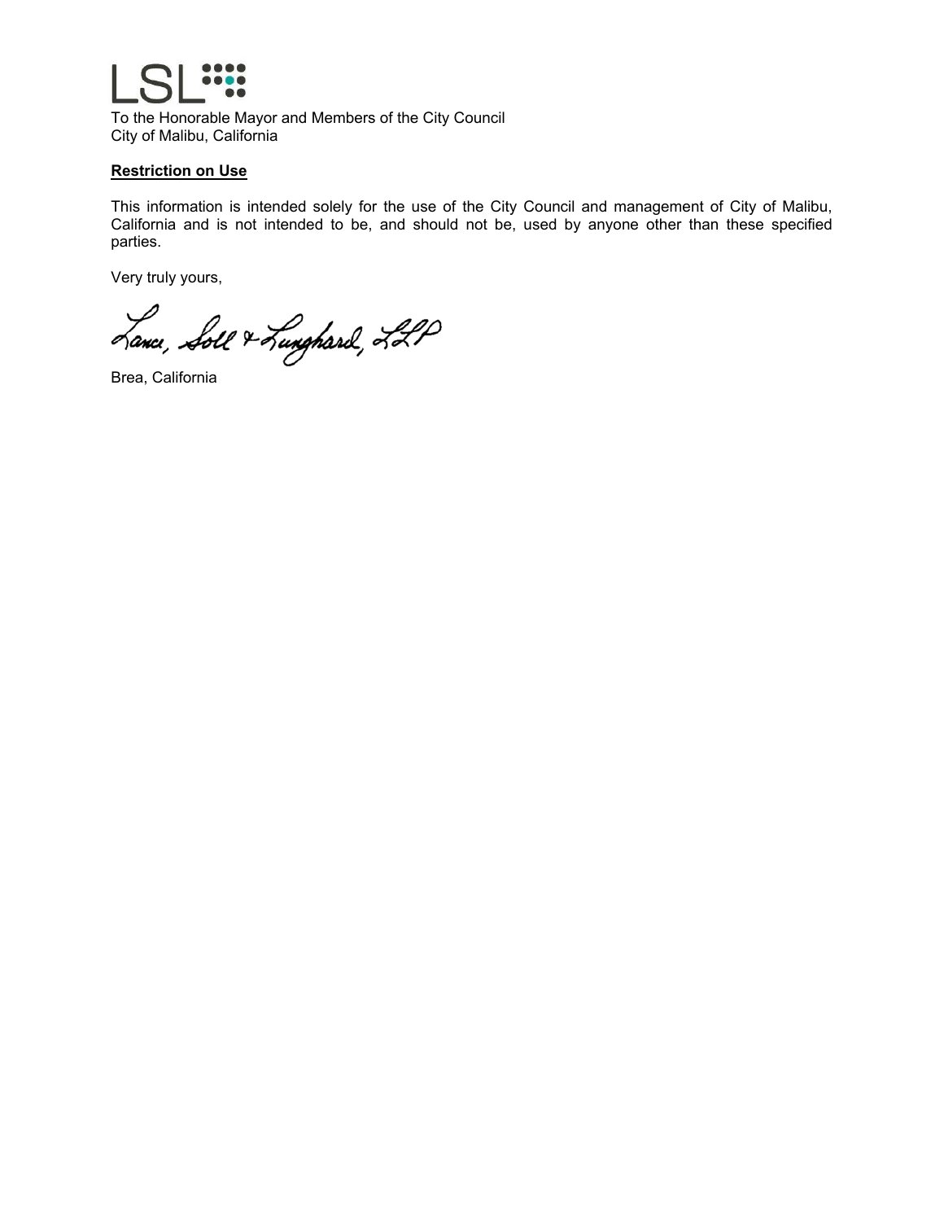LSL

To the Honorable Mayor and Members of the City Council
City of Malibu, California

**Restriction on Use**

This information is intended solely for the use of the City Council and management of City of Malibu, California and is not intended to be, and should not be, used by anyone other than these specified parties.

Very truly yours,

Lance, Soll & Lunghard, LLP

Brea, California